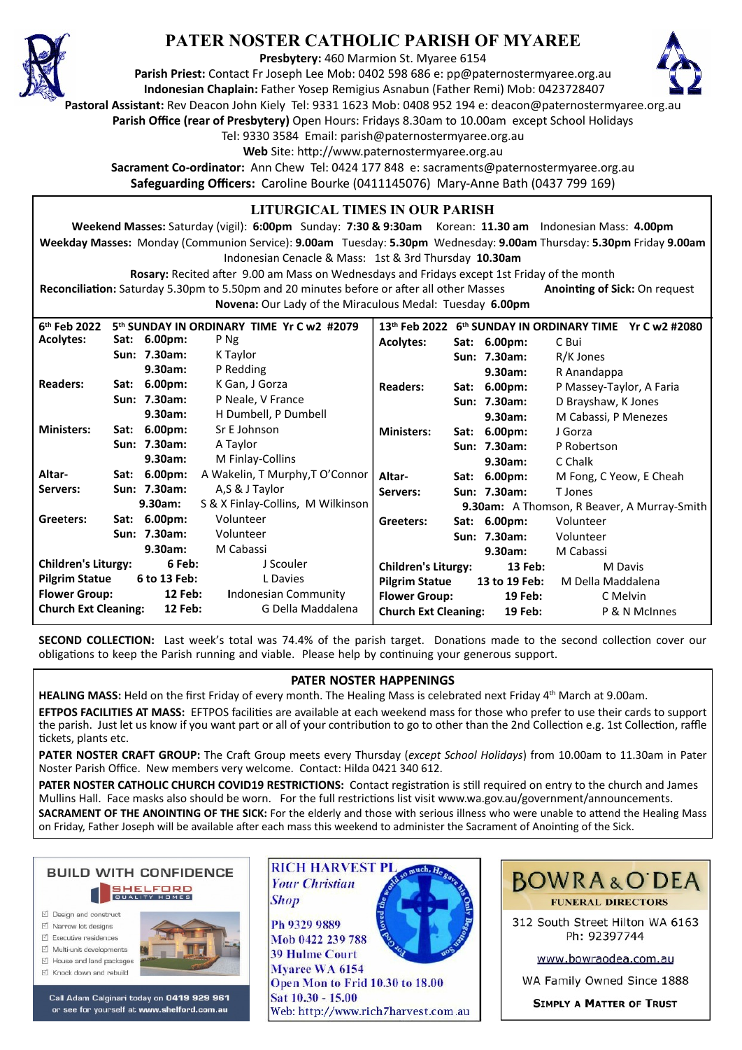# PATER NOSTER CATHOLIC PARISH OF MYAREE

**Presbytery:** 460 Marmion St. Myaree 6154

**Parish Priest:** Contact Fr Joseph Lee Mob: 0402 598 686 e: pp@paternostermyaree.org.au

**Indonesian Chaplain:** Father Yosep Remigius Asnabun (Father Remi) Mob: 0423728407

**Pastoral Assistant:** Rev Deacon John Kiely Tel: 9331 1623 Mob: 0408 952 194 e: deacon@paternostermyaree.org.au

**Parish Office (rear of Presbytery)** Open Hours: Fridays 8.30am to 10.00am except School Holidays

Tel: 9330 3584 Email: parish@paternostermyaree.org.au

**Web** Site: http://www.paternostermyaree.org.au

**Sacrament Co-ordinator:** Ann Chew Tel: 0424 177 848 e: sacraments@paternostermyaree.org.au

**Safeguarding Officers:** Caroline Bourke (0411145076) Mary-Anne Bath (0437 799 169)

## LITURGICAL TIMES IN OUR PARISH

**Weekend Masses:** Saturday (vigil): **6:00pm** Sunday: **7:30 & 9:30am** Korean: **11.30 am** Indonesian Mass: **4.00pm**

**Weekday Masses:** Monday (Communion Service): **9.00am** Tuesday: **5.30pm** Wednesday: **9.00am** Thursday: **5.30pm** Friday **9.00am**

Indonesian Cenacle & Mass: 1st & 3rd Thursday **10.30am**

**Rosary:** Recited after 9.00 am Mass on Wednesdays and Fridays except 1st Friday of the month

**Reconciliation:** Saturday 5.30pm to 5.50pm and 20 minutes before or after all other Masses **Anointing of Sick:** On request

**Novena:** Our Lady of the Miraculous Medal: Tuesday **6.00pm**

| 6th Feb 2022 | 5th SUNDAY IN ORDINARY TIME Yr C w2 #2079 | |
|---|---|---|
| **Acolytes:** | **Sat: 6.00pm:** | P Ng |
| | **Sun: 7.30am:** | K Taylor |
| | **9.30am:** | P Redding |
| **Readers:** | **Sat: 6.00pm:** | K Gan, J Gorza |
| | **Sun: 7.30am:** | P Neale, V France |
| | **9.30am:** | H Dumbell, P Dumbell |
| **Ministers:** | **Sat: 6.00pm:** | Sr E Johnson |
| | **Sun: 7.30am:** | A Taylor |
| | **9.30am:** | M Finlay-Collins |
| **Altar-Servers:** | **Sat: 6.00pm:** | A Wakelin, T Murphy,T O'Connor |
| | **Sun: 7.30am:** | A,S & J Taylor |
| | **9.30am:** | S & X Finlay-Collins, M Wilkinson |
| **Greeters:** | **Sat: 6.00pm:** | Volunteer |
| | **Sun: 7.30am:** | Volunteer |
| | **9.30am:** | M Cabassi |
| **Children's Liturgy:** | **6 Feb:** | J Scouler |
| **Pilgrim Statue** | **6 to 13 Feb:** | L Davies |
| **Flower Group:** | **12 Feb:** | Indonesian Community |
| **Church Ext Cleaning:** | **12 Feb:** | G Della Maddalena |

| 13th Feb 2022 | 6th SUNDAY IN ORDINARY TIME Yr C w2 #2080 | |
|---|---|---|
| **Acolytes:** | **Sat: 6.00pm:** | C Bui |
| | **Sun: 7.30am:** | R/K Jones |
| | **9.30am:** | R Anandappa |
| **Readers:** | **Sat: 6.00pm:** | P Massey-Taylor, A Faria |
| | **Sun: 7.30am:** | D Brayshaw, K Jones |
| | **9.30am:** | M Cabassi, P Menezes |
| **Ministers:** | **Sat: 6.00pm:** | J Gorza |
| | **Sun: 7.30am:** | P Robertson |
| | **9.30am:** | C Chalk |
| **Altar-Servers:** | **Sat: 6.00pm:** | M Fong, C Yeow, E Cheah |
| | **Sun: 7.30am:** | T Jones |
| | **9.30am:** | A Thomson, R Beaver, A Murray-Smith |
| **Greeters:** | **Sat: 6.00pm:** | Volunteer |
| | **Sun: 7.30am:** | Volunteer |
| | **9.30am:** | M Cabassi |
| **Children's Liturgy:** | **13 Feb:** | M Davis |
| **Pilgrim Statue** | **13 to 19 Feb:** | M Della Maddalena |
| **Flower Group:** | **19 Feb:** | C Melvin |
| **Church Ext Cleaning:** | **19 Feb:** | P & N McInnes |

**SECOND COLLECTION:** Last week's total was 74.4% of the parish target. Donations made to the second collection cover our obligations to keep the Parish running and viable. Please help by continuing your generous support.

## PATER NOSTER HAPPENINGS

**HEALING MASS:** Held on the first Friday of every month. The Healing Mass is celebrated next Friday 4th March at 9.00am.

**EFTPOS FACILITIES AT MASS:** EFTPOS facilities are available at each weekend mass for those who prefer to use their cards to support the parish. Just let us know if you want part or all of your contribution to go to other than the 2nd Collection e.g. 1st Collection, raffle tickets, plants etc.

**PATER NOSTER CRAFT GROUP:** The Craft Group meets every Thursday (*except School Holidays*) from 10.00am to 11.30am in Pater Noster Parish Office. New members very welcome. Contact: Hilda 0421 340 612.

**PATER NOSTER CATHOLIC CHURCH COVID19 RESTRICTIONS:** Contact registration is still required on entry to the church and James Mullins Hall. Face masks also should be worn. For the full restrictions list visit www.wa.gov.au/government/announcements.

**SACRAMENT OF THE ANOINTING OF THE SICK:** For the elderly and those with serious illness who were unable to attend the Healing Mass on Friday, Father Joseph will be available after each mass this weekend to administer the Sacrament of Anointing of the Sick.

---

**BUILD WITH CONFIDENCE**

SHELFORD QUALITY HOMES

- Design and construct
- Narrow lot designs
- Executive residences
- Multi-unit developments
- House and land packages
- Knock down and rebuild

Call Adam Calginari today on 0419 929 961 or see for yourself at www.shelford.com.au

---

**RICH HARVEST PL**

*Your Christian Shop*

For God so loved the world so much, He gave his Only Begotten Son

Ph 9329 9889
Mob 0422 239 788
39 Hulme Court
Myaree WA 6154
Open Mon to Frid 10.30 to 18.00
Sat 10.30 - 15.00
Web: http://www.rich7harvest.com.au

---

**BOWRA & O'DEA**

FUNERAL DIRECTORS

312 South Street Hilton WA 6163
Ph: 92397744

www.bowraodea.com.au

WA Family Owned Since 1888

SIMPLY A MATTER OF TRUST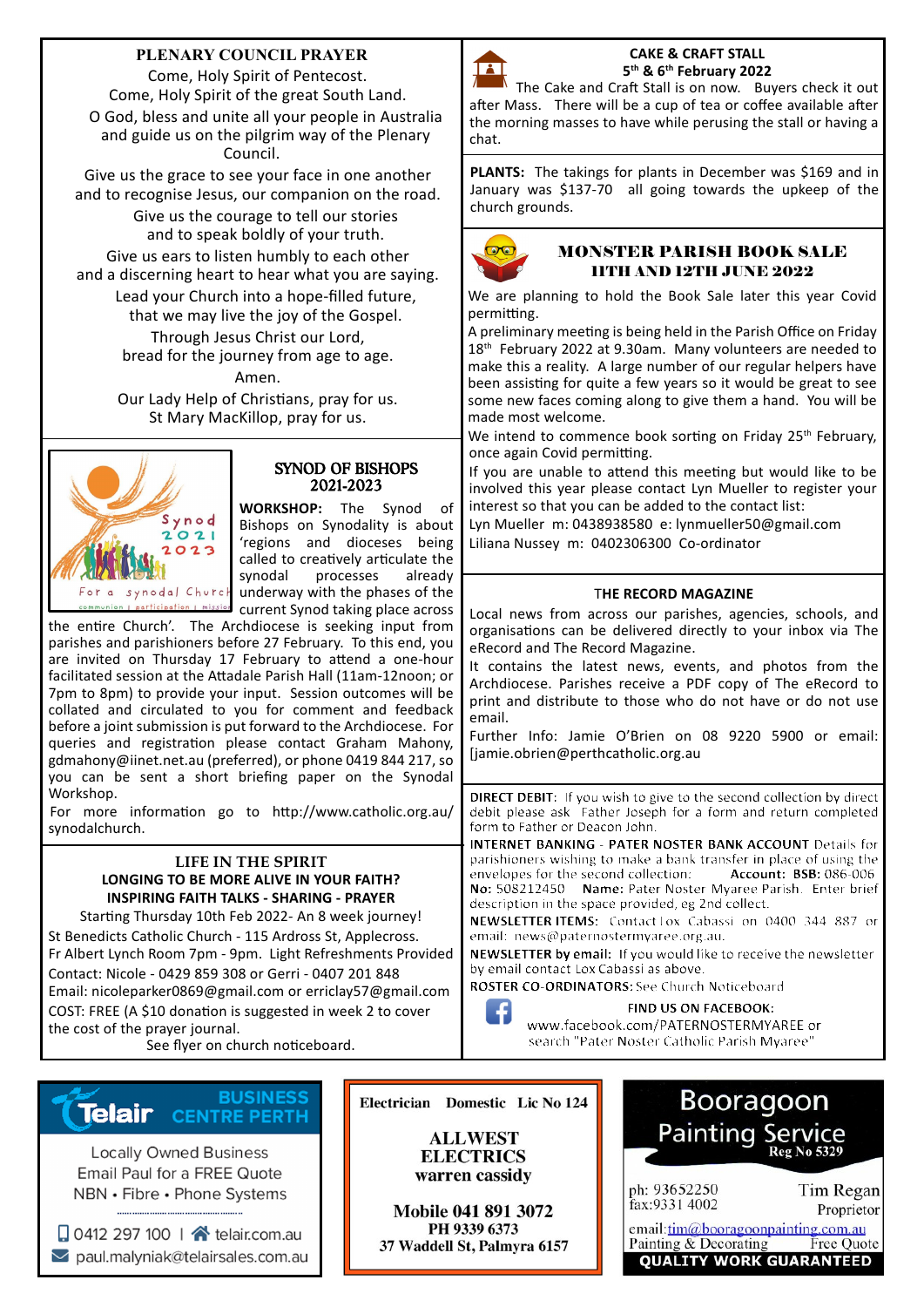## PLENARY COUNCIL PRAYER

Come, Holy Spirit of Pentecost.
Come, Holy Spirit of the great South Land.
O God, bless and unite all your people in Australia and guide us on the pilgrim way of the Plenary Council.
Give us the grace to see your face in one another and to recognise Jesus, our companion on the road.
Give us the courage to tell our stories and to speak boldly of your truth.
Give us ears to listen humbly to each other and a discerning heart to hear what you are saying.
Lead your Church into a hope-filled future, that we may live the joy of the Gospel.
Through Jesus Christ our Lord, bread for the journey from age to age.
Amen.
Our Lady Help of Christians, pray for us.
St Mary MacKillop, pray for us.

## SYNOD OF BISHOPS 2021-2023

Synod 2021 2023 — For a synodal Church — communion | participation | mission

**WORKSHOP:** The Synod of Bishops on Synodality is about 'regions and dioceses being called to creatively articulate the synodal processes already underway with the phases of the current Synod taking place across the entire Church'. The Archdiocese is seeking input from parishes and parishioners before 27 February. To this end, you are invited on Thursday 17 February to attend a one-hour facilitated session at the Attadale Parish Hall (11am-12noon; or 7pm to 8pm) to provide your input. Session outcomes will be collated and circulated to you for comment and feedback before a joint submission is put forward to the Archdiocese. For queries and registration please contact Graham Mahony, gdmahony@iinet.net.au (preferred), or phone 0419 844 217, so you can be sent a short briefing paper on the Synodal Workshop.

For more information go to http://www.catholic.org.au/synodalchurch.

## LIFE IN THE SPIRIT

**LONGING TO BE MORE ALIVE IN YOUR FAITH?**
**INSPIRING FAITH TALKS - SHARING - PRAYER**

Starting Thursday 10th Feb 2022- An 8 week journey!
St Benedicts Catholic Church - 115 Ardross St, Applecross.
Fr Albert Lynch Room 7pm - 9pm. Light Refreshments Provided
Contact: Nicole - 0429 859 308 or Gerri - 0407 201 848
Email: nicoleparker0869@gmail.com or erriclay57@gmail.com
COST: FREE (A $10 donation is suggested in week 2 to cover the cost of the prayer journal.
See flyer on church noticeboard.

## CAKE & CRAFT STALL
### 5th & 6th February 2022

The Cake and Craft Stall is on now. Buyers check it out after Mass. There will be a cup of tea or coffee available after the morning masses to have while perusing the stall or having a chat.

**PLANTS:** The takings for plants in December was $169 and in January was $137-70 all going towards the upkeep of the church grounds.

## MONSTER PARISH BOOK SALE
### 11TH AND 12TH JUNE 2022

We are planning to hold the Book Sale later this year Covid permitting.

A preliminary meeting is being held in the Parish Office on Friday 18th February 2022 at 9.30am. Many volunteers are needed to make this a reality. A large number of our regular helpers have been assisting for quite a few years so it would be great to see some new faces coming along to give them a hand. You will be made most welcome.

We intend to commence book sorting on Friday 25th February, once again Covid permitting.

If you are unable to attend this meeting but would like to be involved this year please contact Lyn Mueller to register your interest so that you can be added to the contact list:

Lyn Mueller m: 0438938580 e: lynmueller50@gmail.com
Liliana Nussey m: 0402306300 Co-ordinator

## THE RECORD MAGAZINE

Local news from across our parishes, agencies, schools, and organisations can be delivered directly to your inbox via The eRecord and The Record Magazine.

It contains the latest news, events, and photos from the Archdiocese. Parishes receive a PDF copy of The eRecord to print and distribute to those who do not have or do not use email.

Further Info: Jamie O'Brien on 08 9220 5900 or email: [jamie.obrien@perthcatholic.org.au

**DIRECT DEBIT**: If you wish to give to the second collection by direct debit please ask Father Joseph for a form and return completed form to Father or Deacon John.

**INTERNET BANKING - PATER NOSTER BANK ACCOUNT** Details for parishioners wishing to make a bank transfer in place of using the envelopes for the second collection: **Account: BSB:** 086-006 **No:** 508212450 **Name:** Pater Noster Myaree Parish. Enter brief description in the space provided, eg 2nd collect.

**NEWSLETTER ITEMS:** Contact Lox Cabassi on 0400 344 887 or email: news@paternostermyaree.org.au.

**NEWSLETTER by email:** If you would like to receive the newsletter by email contact Lox Cabassi as above.

**ROSTER CO-ORDINATORS:** See Church Noticeboard

**FIND US ON FACEBOOK:**
www.facebook.com/PATERNOSTERMYAREE or search "Pater Noster Catholic Parish Myaree"

---

**Telair BUSINESS CENTRE PERTH**
Locally Owned Business
Email Paul for a FREE Quote
NBN • Fibre • Phone Systems
0412 297 100 | telair.com.au
paul.malyniak@telairsales.com.au

**Electrician Domestic Lic No 124**
**ALLWEST ELECTRICS**
**warren cassidy**
**Mobile 041 891 3072**
**PH 9339 6373**
**37 Waddell St, Palmyra 6157**

**Booragoon Painting Service**
Reg No 5329
ph: 93652250
fax:9331 4002
Tim Regan
Proprietor
email: tim@booragoonpainting.com.au
Painting & Decorating — Free Quote
**QUALITY WORK GUARANTEED**